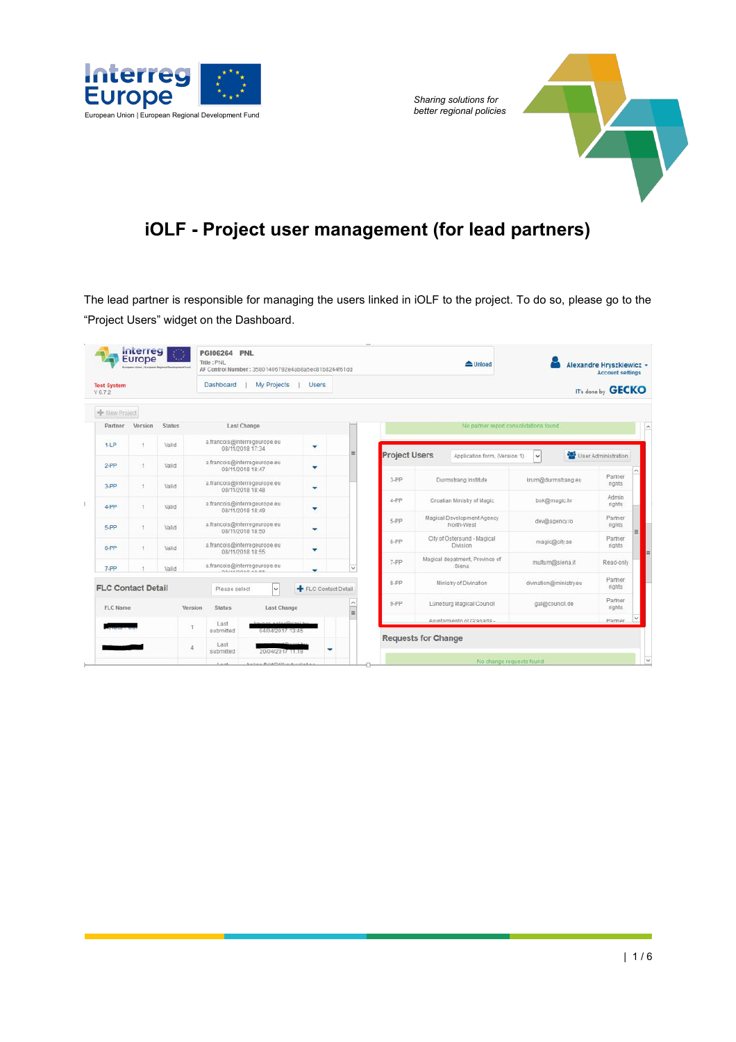# iOLF - Project user management (for lead partners)

The lead partner is responsible for managing the users linked in iOLF to the project. To do so, please go to the "Project Users" widget on the Dashboard.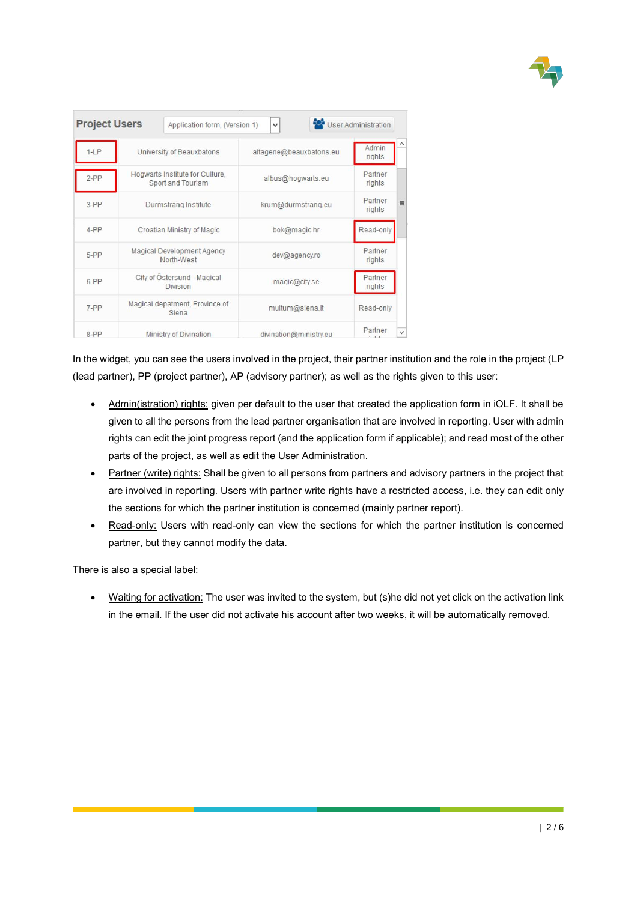| Project Users | Application form, (Version 1) | User Administration | |
|---|---|---|---|
| 1-LP | University of Beauxbatons | altagene@beauxbatons.eu | Admin rights |
| 2-PP | Hogwarts Institute for Culture, Sport and Tourism | albus@hogwarts.eu | Partner rights |
| 3-PP | Durmstrang Institute | krum@durmstrang.eu | Partner rights |
| 4-PP | Croatian Ministry of Magic | bok@magic.hr | Read-only |
| 5-PP | Magical Development Agency North-West | dev@agency.ro | Partner rights |
| 6-PP | City of Östersund - Magical Division | magic@city.se | Partner rights |
| 7-PP | Magical depatment, Province of Siena | multum@siena.it | Read-only |
| 8-PP | Ministry of Divination | divination@ministry.eu | Partner |

In the widget, you can see the users involved in the project, their partner institution and the role in the project (LP (lead partner), PP (project partner), AP (advisory partner); as well as the rights given to this user:

- Admin(istration) rights: given per default to the user that created the application form in iOLF. It shall be given to all the persons from the lead partner organisation that are involved in reporting. User with admin rights can edit the joint progress report (and the application form if applicable); and read most of the other parts of the project, as well as edit the User Administration.
- Partner (write) rights: Shall be given to all persons from partners and advisory partners in the project that are involved in reporting. Users with partner write rights have a restricted access, i.e. they can edit only the sections for which the partner institution is concerned (mainly partner report).
- Read-only: Users with read-only can view the sections for which the partner institution is concerned partner, but they cannot modify the data.

There is also a special label:

- Waiting for activation: The user was invited to the system, but (s)he did not yet click on the activation link in the email. If the user did not activate his account after two weeks, it will be automatically removed.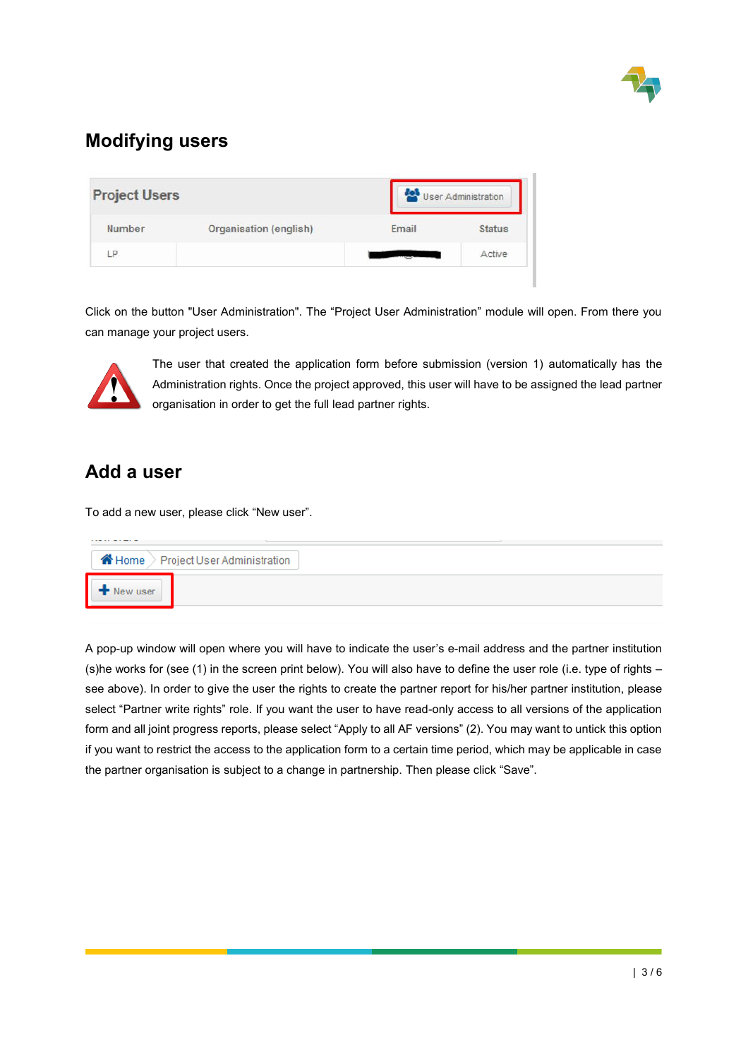## Modifying users

Click on the button "User Administration". The "Project User Administration" module will open. From there you can manage your project users.

The user that created the application form before submission (version 1) automatically has the Administration rights. Once the project approved, this user will have to be assigned the lead partner organisation in order to get the full lead partner rights.

## Add a user

To add a new user, please click "New user".

A pop-up window will open where you will have to indicate the user's e-mail address and the partner institution (s)he works for (see (1) in the screen print below). You will also have to define the user role (i.e. type of rights – see above). In order to give the user the rights to create the partner report for his/her partner institution, please select "Partner write rights" role. If you want the user to have read-only access to all versions of the application form and all joint progress reports, please select "Apply to all AF versions" (2). You may want to untick this option if you want to restrict the access to the application form to a certain time period, which may be applicable in case the partner organisation is subject to a change in partnership. Then please click "Save".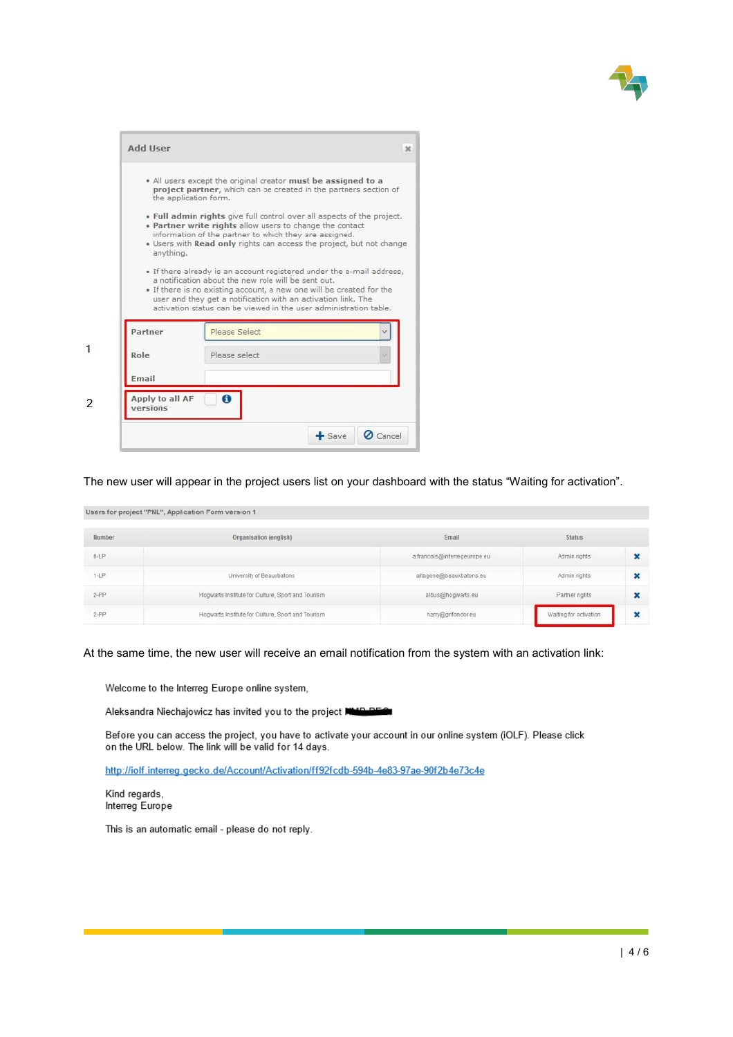**Add User**

- All users except the original creator **must be assigned to a project partner**, which can be created in the partners section of the application form.

- **Full admin rights** give full control over all aspects of the project.
- **Partner write rights** allow users to change the contact information of the partner to which they are assigned.
- Users with **Read only** rights can access the project, but not change anything.

- If there already is an account registered under the e-mail address, a notification about the new role will be sent out.
- If there is no existing account, a new one will be created for the user and they get a notification with an activation link. The activation status can be viewed in the user administration table.

1

| | |
|---|---|
| **Partner** | Please Select |
| **Role** | Please select |
| **Email** | |

2

**Apply to all AF versions**

Save | Cancel

The new user will appear in the project users list on your dashboard with the status "Waiting for activation".

**Users for project "PNL", Application Form version 1**

| Number | Organisation (english) | Email | Status | |
|---|---|---|---|---|
| 0-LP | | a.francois@interregeurope.eu | Admin rights | ✖ |
| 1-LP | University of Beauxbatons | alfagene@beauxbatons.eu | Admin rights | ✖ |
| 2-PP | Hogwarts Institute for Culture, Sport and Tourism | albus@hogwarts.eu | Partner rights | ✖ |
| 2-PP | Hogwarts Institute for Culture, Sport and Tourism | harry@grifondor.eu | Waiting for activation | ✖ |

At the same time, the new user will receive an email notification from the system with an activation link:

> Welcome to the Interreg Europe online system,
>
> Aleksandra Niechajowicz has invited you to the project
>
> Before you can access the project, you have to activate your account in our online system (iOLF). Please click on the URL below. The link will be valid for 14 days.
>
> http://iolf.interreg.gecko.de/Account/Activation/ff92fcdb-594b-4e83-97ae-90f2b4e73c4e
>
> Kind regards,
> Interreg Europe
>
> This is an automatic email - please do not reply.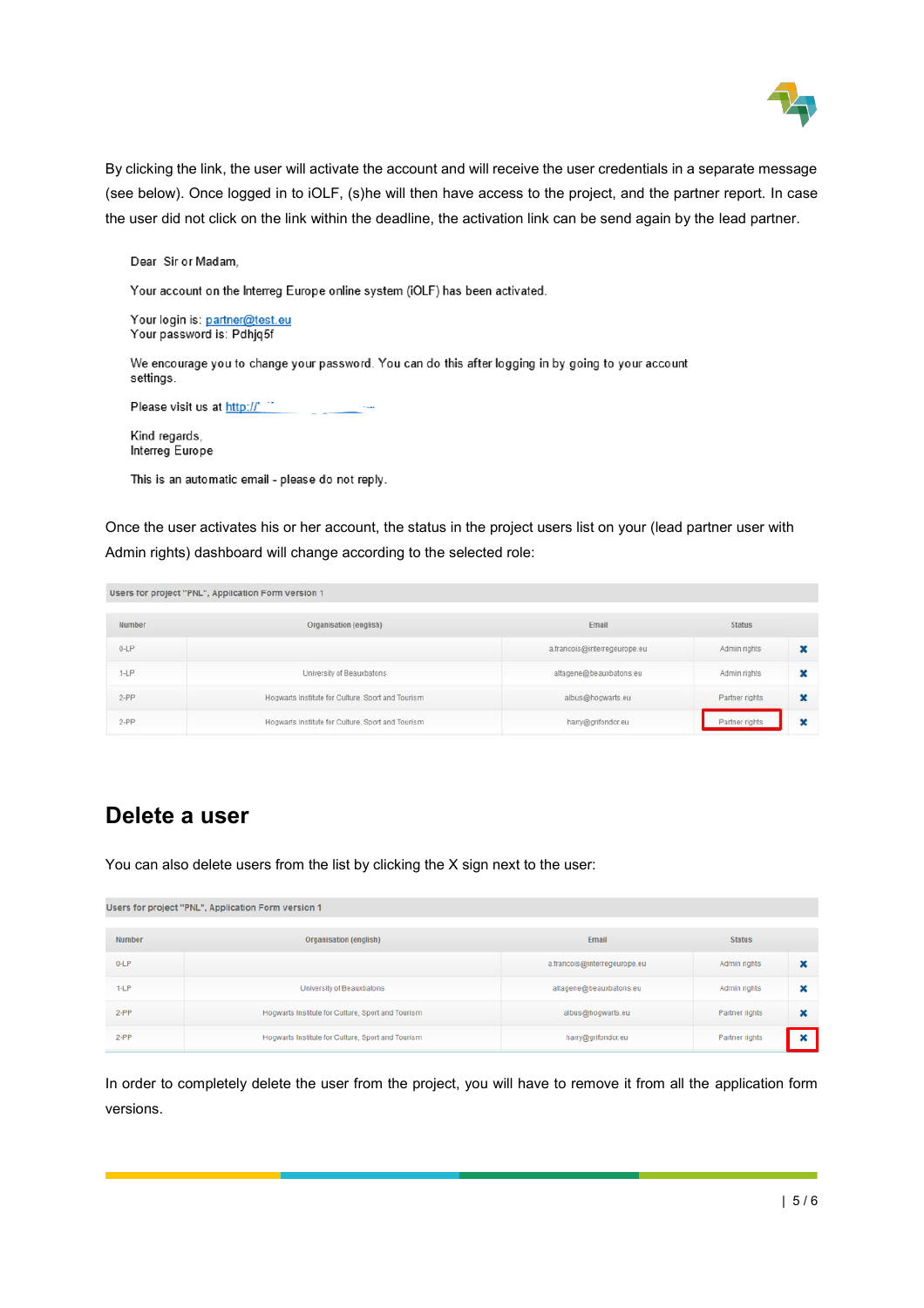By clicking the link, the user will activate the account and will receive the user credentials in a separate message (see below). Once logged in to iOLF, (s)he will then have access to the project, and the partner report. In case the user did not click on the link within the deadline, the activation link can be send again by the lead partner.

> Dear Sir or Madam,
>
> Your account on the Interreg Europe online system (iOLF) has been activated.
>
> Your login is: partner@test.eu
> Your password is: Pdhjq5f
>
> We encourage you to change your password. You can do this after logging in by going to your account settings.
>
> Please visit us at http://
>
> Kind regards,
> Interreg Europe
>
> This is an automatic email - please do not reply.

Once the user activates his or her account, the status in the project users list on your (lead partner user with Admin rights) dashboard will change according to the selected role:

**Users for project "PNL", Application Form version 1**

| Number | Organisation (english) | Email | Status | |
|---|---|---|---|---|
| 0-LP | | a.francois@interregeurope.eu | Admin rights | ✖ |
| 1-LP | University of Beauxbatons | altagene@beauxbatons.eu | Admin rights | ✖ |
| 2-PP | Hogwarts Institute for Culture, Sport and Tourism | albus@hogwarts.eu | Partner rights | ✖ |
| 2-PP | Hogwarts Institute for Culture, Sport and Tourism | harry@grifondor.eu | Partner rights | ✖ |

## Delete a user

You can also delete users from the list by clicking the X sign next to the user:

**Users for project "PNL", Application Form version 1**

| Number | Organisation (english) | Email | Status | |
|---|---|---|---|---|
| 0-LP | | a.francois@interregeurope.eu | Admin rights | ✖ |
| 1-LP | University of Beauxbatons | altagene@beauxbatons.eu | Admin rights | ✖ |
| 2-PP | Hogwarts Institute for Culture, Sport and Tourism | albus@hogwarts.eu | Partner rights | ✖ |
| 2-PP | Hogwarts Institute for Culture, Sport and Tourism | harry@grifondor.eu | Partner rights | ✖ |

In order to completely delete the user from the project, you will have to remove it from all the application form versions.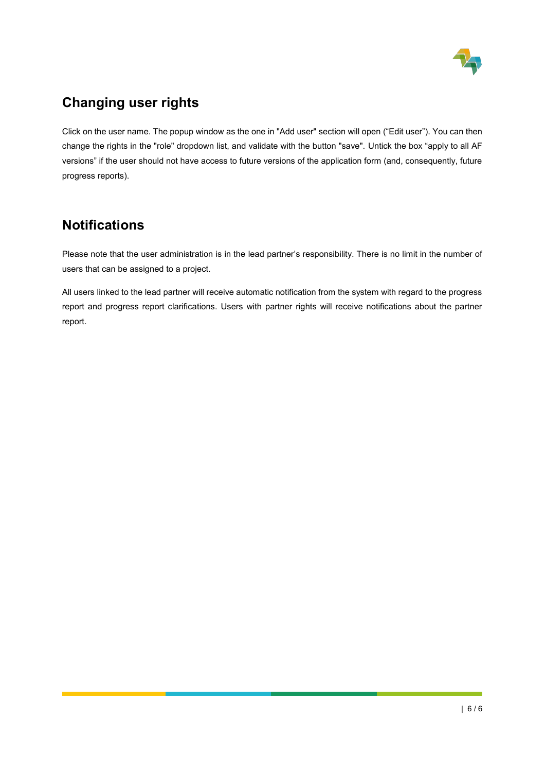## Changing user rights

Click on the user name. The popup window as the one in "Add user" section will open ("Edit user"). You can then change the rights in the "role" dropdown list, and validate with the button "save". Untick the box "apply to all AF versions" if the user should not have access to future versions of the application form (and, consequently, future progress reports).

## Notifications

Please note that the user administration is in the lead partner's responsibility. There is no limit in the number of users that can be assigned to a project.

All users linked to the lead partner will receive automatic notification from the system with regard to the progress report and progress report clarifications. Users with partner rights will receive notifications about the partner report.